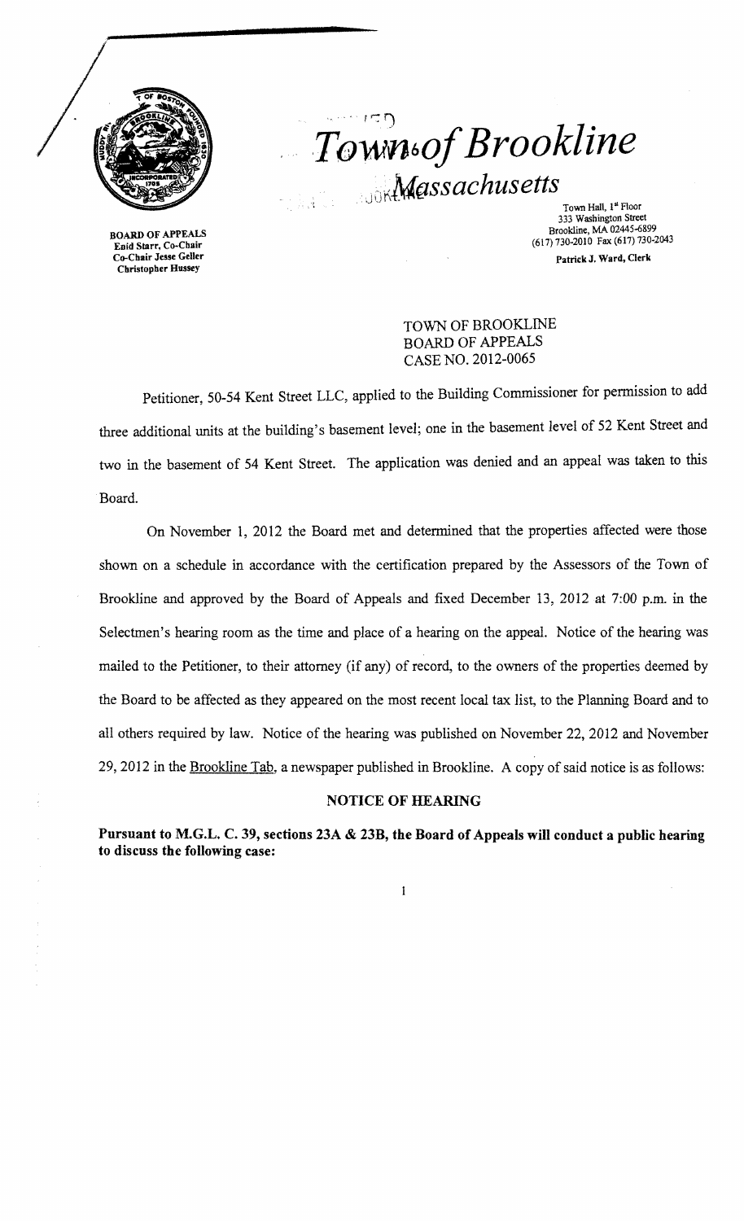# Town of Brookline

## Massachusetts

**BOARD OF APPEALS**
**Enid Starr, Co-Chair**
**Co-Chair Jesse Geller**
**Christopher Hussey**

Town Hall, 1st Floor
333 Washington Street
Brookline, MA 02445-6899
(617) 730-2010 Fax (617) 730-2043

**Patrick J. Ward, Clerk**

TOWN OF BROOKLINE
BOARD OF APPEALS
CASE NO. 2012-0065

Petitioner, 50-54 Kent Street LLC, applied to the Building Commissioner for permission to add three additional units at the building's basement level; one in the basement level of 52 Kent Street and two in the basement of 54 Kent Street. The application was denied and an appeal was taken to this Board.

On November 1, 2012 the Board met and determined that the properties affected were those shown on a schedule in accordance with the certification prepared by the Assessors of the Town of Brookline and approved by the Board of Appeals and fixed December 13, 2012 at 7:00 p.m. in the Selectmen's hearing room as the time and place of a hearing on the appeal. Notice of the hearing was mailed to the Petitioner, to their attorney (if any) of record, to the owners of the properties deemed by the Board to be affected as they appeared on the most recent local tax list, to the Planning Board and to all others required by law. Notice of the hearing was published on November 22, 2012 and November 29, 2012 in the Brookline Tab, a newspaper published in Brookline. A copy of said notice is as follows:

### NOTICE OF HEARING

**Pursuant to M.G.L. C. 39, sections 23A & 23B, the Board of Appeals will conduct a public hearing to discuss the following case:**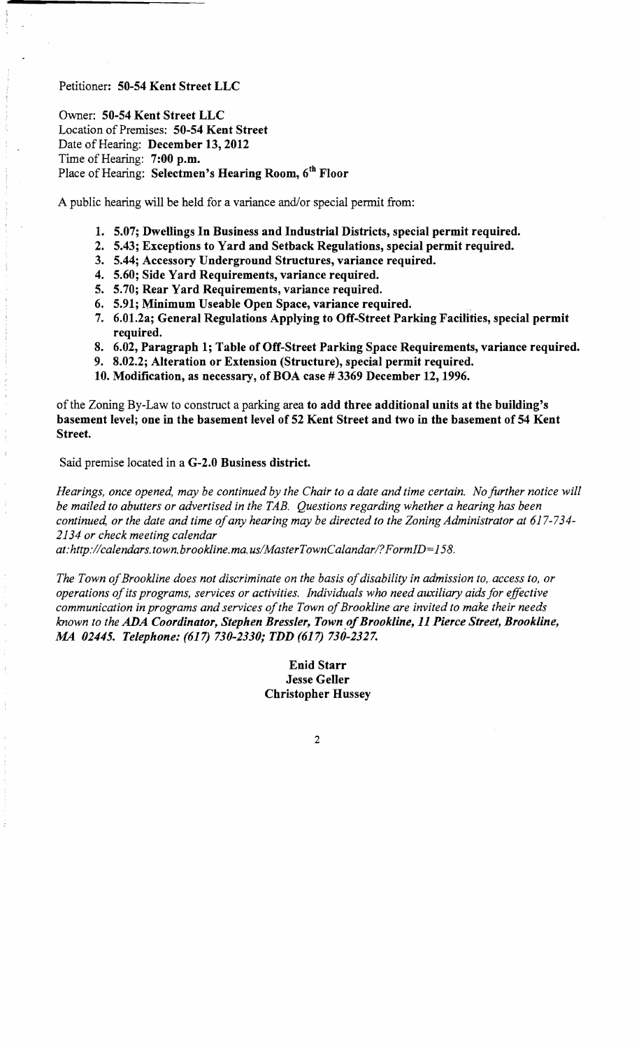Petitioner: **50-54 Kent Street LLC**

Owner: **50-54 Kent Street LLC**
Location of Premises: **50-54 Kent Street**
Date of Hearing: **December 13, 2012**
Time of Hearing: **7:00 p.m.**
Place of Hearing: **Selectmen's Hearing Room, 6th Floor**

A public hearing will be held for a variance and/or special permit from:

1. **5.07; Dwellings In Business and Industrial Districts, special permit required.**
2. **5.43; Exceptions to Yard and Setback Regulations, special permit required.**
3. **5.44; Accessory Underground Structures, variance required.**
4. **5.60; Side Yard Requirements, variance required.**
5. **5.70; Rear Yard Requirements, variance required.**
6. **5.91; Minimum Useable Open Space, variance required.**
7. **6.01.2a; General Regulations Applying to Off-Street Parking Facilities, special permit required.**
8. **6.02, Paragraph 1; Table of Off-Street Parking Space Requirements, variance required.**
9. **8.02.2; Alteration or Extension (Structure), special permit required.**
10. **Modification, as necessary, of BOA case # 3369 December 12, 1996.**

of the Zoning By-Law to construct a parking area **to add three additional units at the building's basement level; one in the basement level of 52 Kent Street and two in the basement of 54 Kent Street.**

Said premise located in a **G-2.0 Business district.**

*Hearings, once opened, may be continued by the Chair to a date and time certain. No further notice will be mailed to abutters or advertised in the TAB. Questions regarding whether a hearing has been continued, or the date and time of any hearing may be directed to the Zoning Administrator at 617-734-2134 or check meeting calendar at:http://calendars.town.brookline.ma.us/MasterTownCalandar/?FormID=158.*

*The Town of Brookline does not discriminate on the basis of disability in admission to, access to, or operations of its programs, services or activities. Individuals who need auxiliary aids for effective communication in programs and services of the Town of Brookline are invited to make their needs known to the* ***ADA Coordinator, Stephen Bressler, Town of Brookline, 11 Pierce Street, Brookline, MA 02445. Telephone: (617) 730-2330; TDD (617) 730-2327.***

**Enid Starr**
**Jesse Geller**
**Christopher Hussey**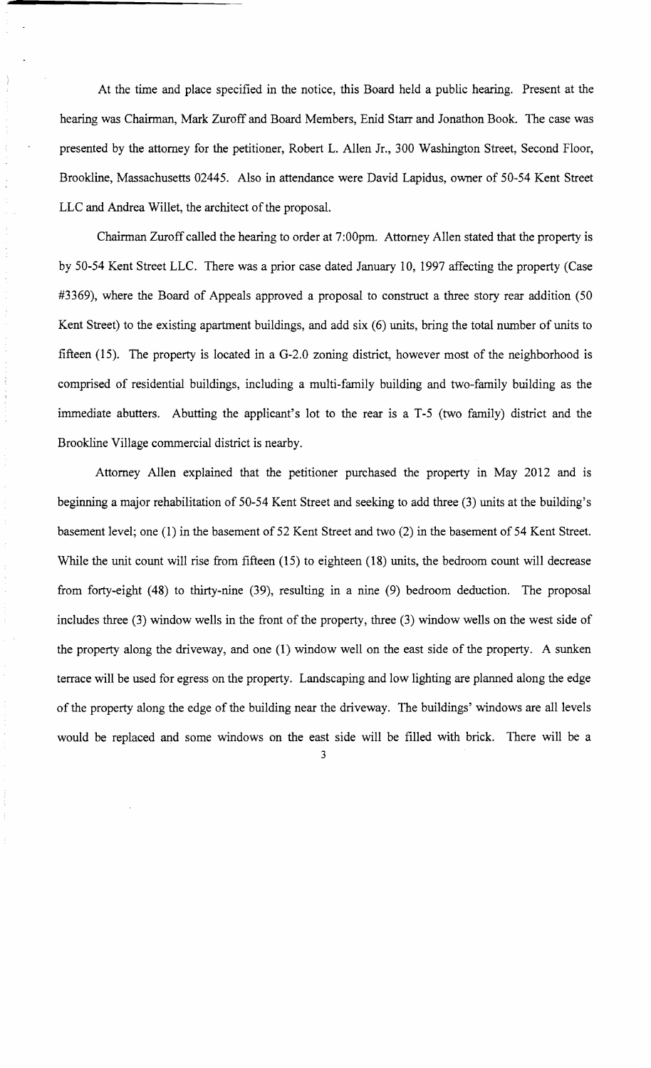At the time and place specified in the notice, this Board held a public hearing. Present at the hearing was Chairman, Mark Zuroff and Board Members, Enid Starr and Jonathon Book. The case was presented by the attorney for the petitioner, Robert L. Allen Jr., 300 Washington Street, Second Floor, Brookline, Massachusetts 02445. Also in attendance were David Lapidus, owner of 50-54 Kent Street LLC and Andrea Willet, the architect of the proposal.

Chairman Zuroff called the hearing to order at 7:00pm. Attorney Allen stated that the property is by 50-54 Kent Street LLC. There was a prior case dated January 10, 1997 affecting the property (Case #3369), where the Board of Appeals approved a proposal to construct a three story rear addition (50 Kent Street) to the existing apartment buildings, and add six (6) units, bring the total number of units to fifteen (15). The property is located in a G-2.0 zoning district, however most of the neighborhood is comprised of residential buildings, including a multi-family building and two-family building as the immediate abutters. Abutting the applicant's lot to the rear is a T-5 (two family) district and the Brookline Village commercial district is nearby.

Attorney Allen explained that the petitioner purchased the property in May 2012 and is beginning a major rehabilitation of 50-54 Kent Street and seeking to add three (3) units at the building's basement level; one (1) in the basement of 52 Kent Street and two (2) in the basement of 54 Kent Street. While the unit count will rise from fifteen (15) to eighteen (18) units, the bedroom count will decrease from forty-eight (48) to thirty-nine (39), resulting in a nine (9) bedroom deduction. The proposal includes three (3) window wells in the front of the property, three (3) window wells on the west side of the property along the driveway, and one (1) window well on the east side of the property. A sunken terrace will be used for egress on the property. Landscaping and low lighting are planned along the edge of the property along the edge of the building near the driveway. The buildings' windows are all levels would be replaced and some windows on the east side will be filled with brick. There will be a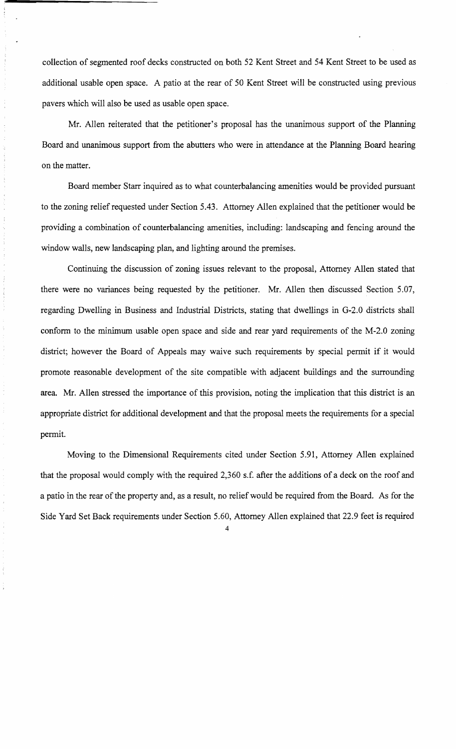collection of segmented roof decks constructed on both 52 Kent Street and 54 Kent Street to be used as additional usable open space. A patio at the rear of 50 Kent Street will be constructed using previous pavers which will also be used as usable open space.

Mr. Allen reiterated that the petitioner's proposal has the unanimous support of the Planning Board and unanimous support from the abutters who were in attendance at the Planning Board hearing on the matter.

Board member Starr inquired as to what counterbalancing amenities would be provided pursuant to the zoning relief requested under Section 5.43. Attorney Allen explained that the petitioner would be providing a combination of counterbalancing amenities, including: landscaping and fencing around the window walls, new landscaping plan, and lighting around the premises.

Continuing the discussion of zoning issues relevant to the proposal, Attorney Allen stated that there were no variances being requested by the petitioner. Mr. Allen then discussed Section 5.07, regarding Dwelling in Business and Industrial Districts, stating that dwellings in G-2.0 districts shall conform to the minimum usable open space and side and rear yard requirements of the M-2.0 zoning district; however the Board of Appeals may waive such requirements by special permit if it would promote reasonable development of the site compatible with adjacent buildings and the surrounding area. Mr. Allen stressed the importance of this provision, noting the implication that this district is an appropriate district for additional development and that the proposal meets the requirements for a special permit.

Moving to the Dimensional Requirements cited under Section 5.91, Attorney Allen explained that the proposal would comply with the required 2,360 s.f. after the additions of a deck on the roof and a patio in the rear of the property and, as a result, no relief would be required from the Board. As for the Side Yard Set Back requirements under Section 5.60, Attorney Allen explained that 22.9 feet is required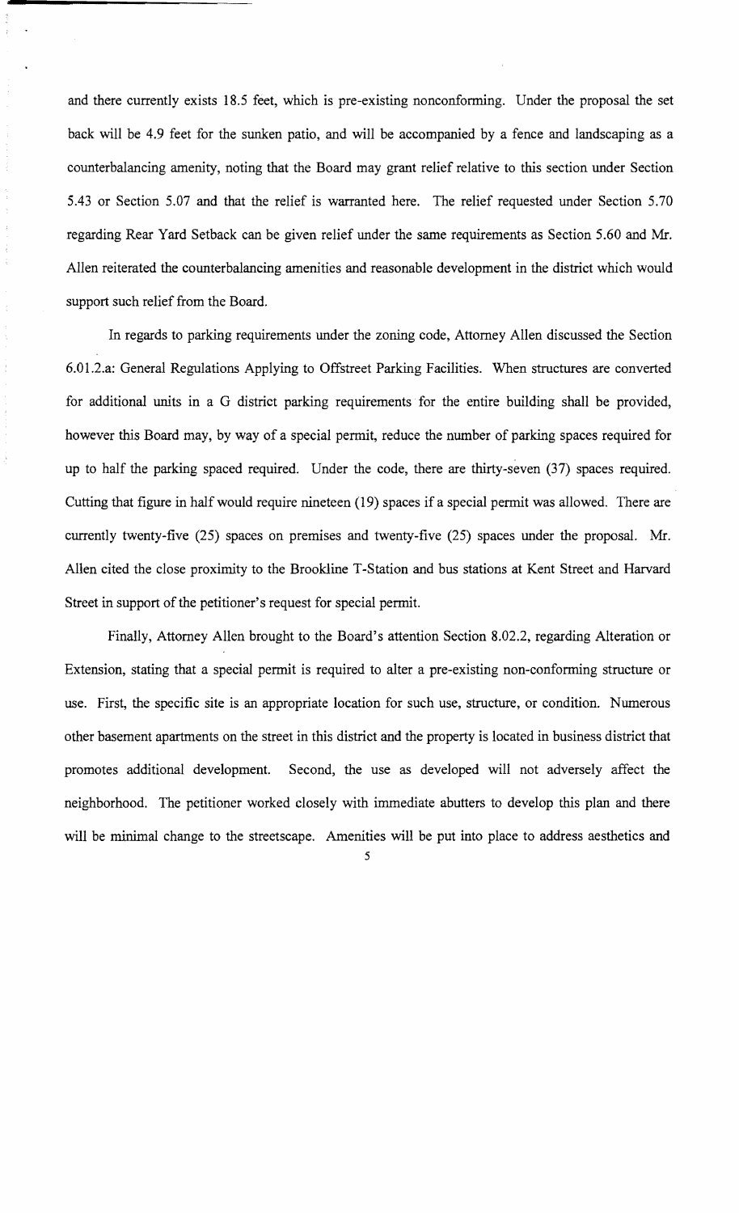and there currently exists 18.5 feet, which is pre-existing nonconforming. Under the proposal the set back will be 4.9 feet for the sunken patio, and will be accompanied by a fence and landscaping as a counterbalancing amenity, noting that the Board may grant relief relative to this section under Section 5.43 or Section 5.07 and that the relief is warranted here. The relief requested under Section 5.70 regarding Rear Yard Setback can be given relief under the same requirements as Section 5.60 and Mr. Allen reiterated the counterbalancing amenities and reasonable development in the district which would support such relief from the Board.

In regards to parking requirements under the zoning code, Attorney Allen discussed the Section 6.01.2.a: General Regulations Applying to Offstreet Parking Facilities. When structures are converted for additional units in a G district parking requirements for the entire building shall be provided, however this Board may, by way of a special permit, reduce the number of parking spaces required for up to half the parking spaced required. Under the code, there are thirty-seven (37) spaces required. Cutting that figure in half would require nineteen (19) spaces if a special permit was allowed. There are currently twenty-five (25) spaces on premises and twenty-five (25) spaces under the proposal. Mr. Allen cited the close proximity to the Brookline T-Station and bus stations at Kent Street and Harvard Street in support of the petitioner's request for special permit.

Finally, Attorney Allen brought to the Board's attention Section 8.02.2, regarding Alteration or Extension, stating that a special permit is required to alter a pre-existing non-conforming structure or use. First, the specific site is an appropriate location for such use, structure, or condition. Numerous other basement apartments on the street in this district and the property is located in business district that promotes additional development. Second, the use as developed will not adversely affect the neighborhood. The petitioner worked closely with immediate abutters to develop this plan and there will be minimal change to the streetscape. Amenities will be put into place to address aesthetics and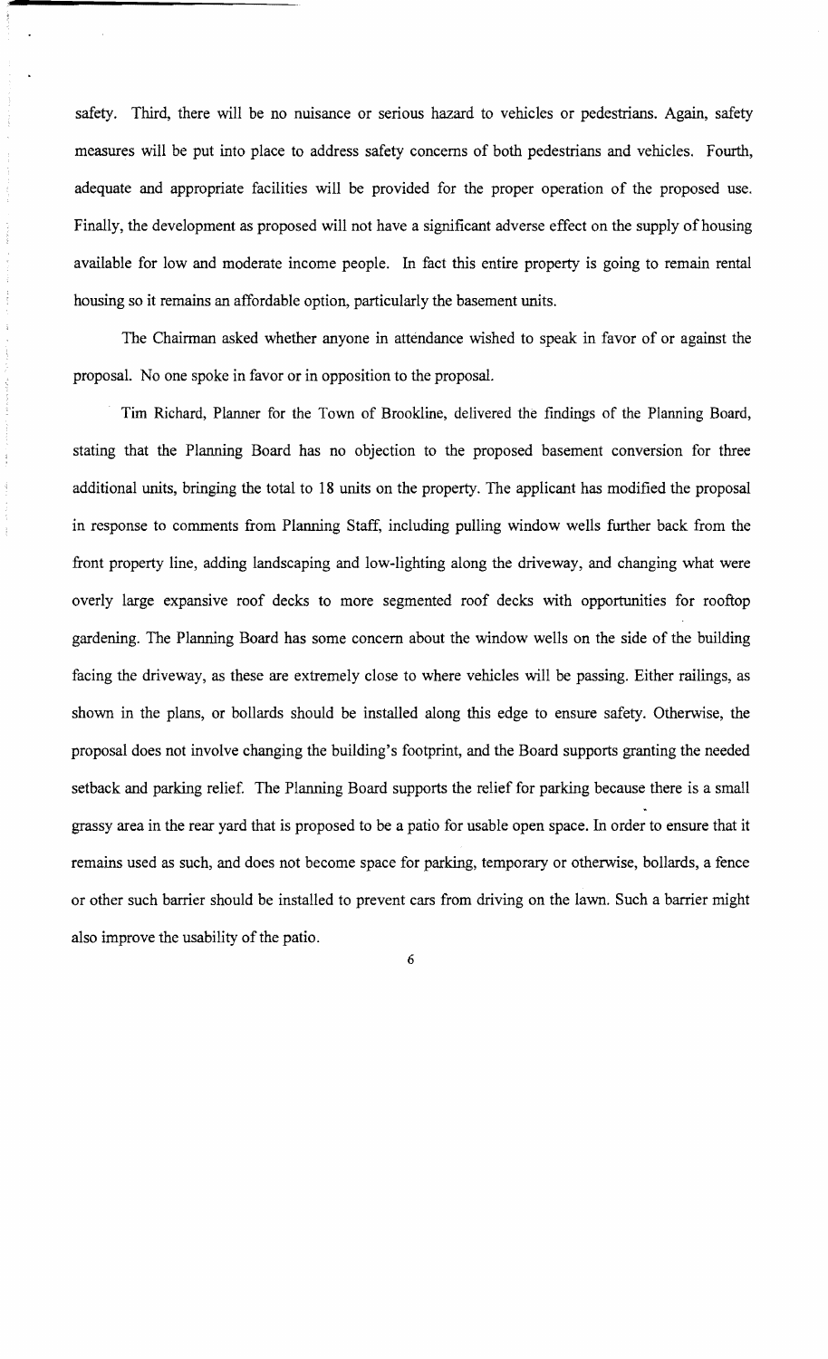safety. Third, there will be no nuisance or serious hazard to vehicles or pedestrians. Again, safety measures will be put into place to address safety concerns of both pedestrians and vehicles. Fourth, adequate and appropriate facilities will be provided for the proper operation of the proposed use. Finally, the development as proposed will not have a significant adverse effect on the supply of housing available for low and moderate income people. In fact this entire property is going to remain rental housing so it remains an affordable option, particularly the basement units.

The Chairman asked whether anyone in attendance wished to speak in favor of or against the proposal. No one spoke in favor or in opposition to the proposal.

Tim Richard, Planner for the Town of Brookline, delivered the findings of the Planning Board, stating that the Planning Board has no objection to the proposed basement conversion for three additional units, bringing the total to 18 units on the property. The applicant has modified the proposal in response to comments from Planning Staff, including pulling window wells further back from the front property line, adding landscaping and low-lighting along the driveway, and changing what were overly large expansive roof decks to more segmented roof decks with opportunities for rooftop gardening. The Planning Board has some concern about the window wells on the side of the building facing the driveway, as these are extremely close to where vehicles will be passing. Either railings, as shown in the plans, or bollards should be installed along this edge to ensure safety. Otherwise, the proposal does not involve changing the building's footprint, and the Board supports granting the needed setback and parking relief. The Planning Board supports the relief for parking because there is a small grassy area in the rear yard that is proposed to be a patio for usable open space. In order to ensure that it remains used as such, and does not become space for parking, temporary or otherwise, bollards, a fence or other such barrier should be installed to prevent cars from driving on the lawn. Such a barrier might also improve the usability of the patio.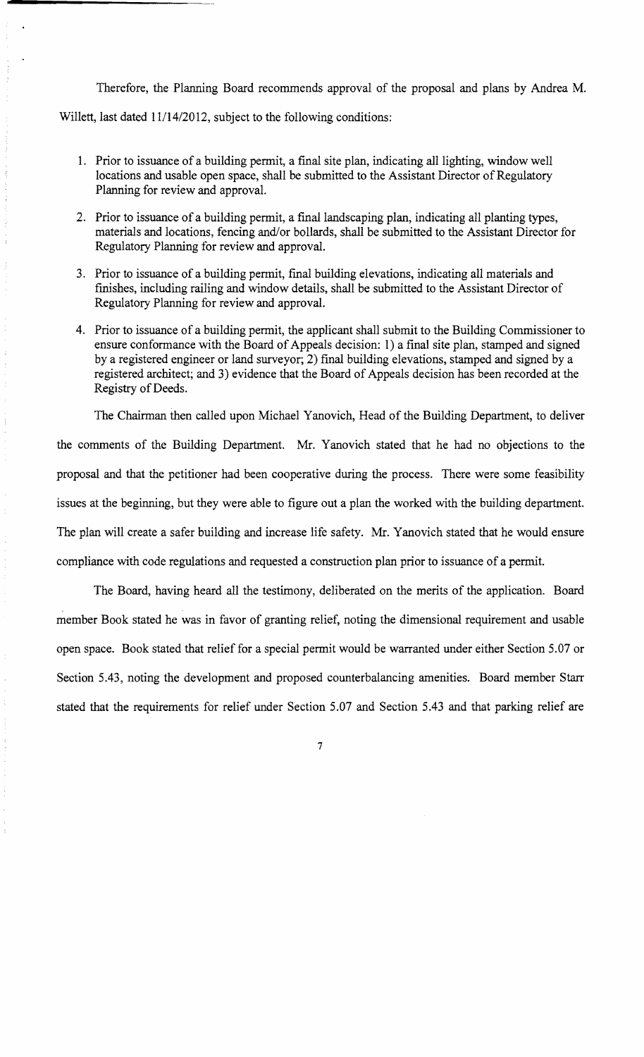Therefore, the Planning Board recommends approval of the proposal and plans by Andrea M. Willett, last dated 11/14/2012, subject to the following conditions:

1. Prior to issuance of a building permit, a final site plan, indicating all lighting, window well locations and usable open space, shall be submitted to the Assistant Director of Regulatory Planning for review and approval.
2. Prior to issuance of a building permit, a final landscaping plan, indicating all planting types, materials and locations, fencing and/or bollards, shall be submitted to the Assistant Director for Regulatory Planning for review and approval.
3. Prior to issuance of a building permit, final building elevations, indicating all materials and finishes, including railing and window details, shall be submitted to the Assistant Director of Regulatory Planning for review and approval.
4. Prior to issuance of a building permit, the applicant shall submit to the Building Commissioner to ensure conformance with the Board of Appeals decision: 1) a final site plan, stamped and signed by a registered engineer or land surveyor; 2) final building elevations, stamped and signed by a registered architect; and 3) evidence that the Board of Appeals decision has been recorded at the Registry of Deeds.

The Chairman then called upon Michael Yanovich, Head of the Building Department, to deliver the comments of the Building Department. Mr. Yanovich stated that he had no objections to the proposal and that the petitioner had been cooperative during the process. There were some feasibility issues at the beginning, but they were able to figure out a plan the worked with the building department. The plan will create a safer building and increase life safety. Mr. Yanovich stated that he would ensure compliance with code regulations and requested a construction plan prior to issuance of a permit.

The Board, having heard all the testimony, deliberated on the merits of the application. Board member Book stated he was in favor of granting relief, noting the dimensional requirement and usable open space. Book stated that relief for a special permit would be warranted under either Section 5.07 or Section 5.43, noting the development and proposed counterbalancing amenities. Board member Starr stated that the requirements for relief under Section 5.07 and Section 5.43 and that parking relief are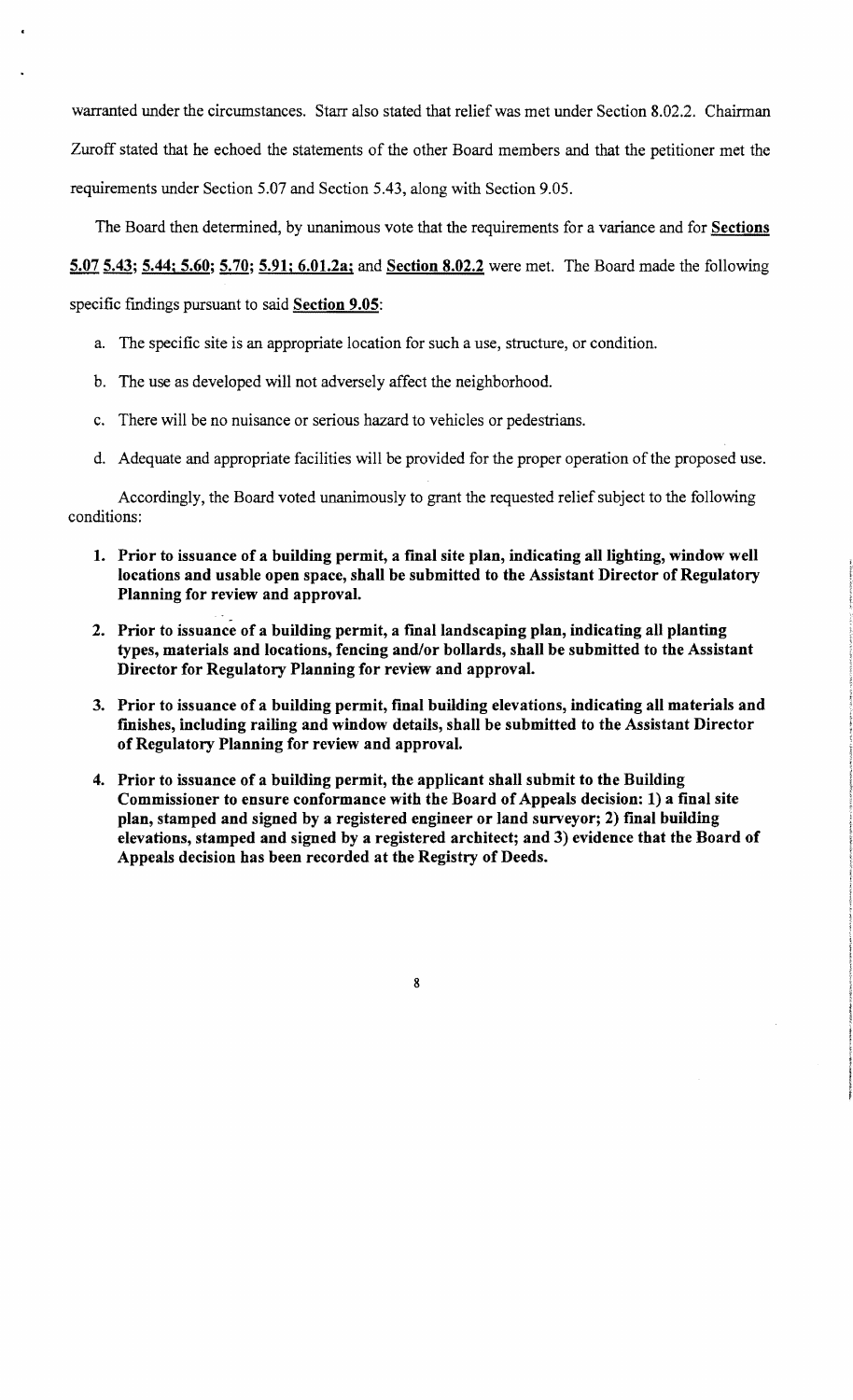warranted under the circumstances. Starr also stated that relief was met under Section 8.02.2. Chairman Zuroff stated that he echoed the statements of the other Board members and that the petitioner met the requirements under Section 5.07 and Section 5.43, along with Section 9.05.

The Board then determined, by unanimous vote that the requirements for a variance and for **Sections 5.07 5.43; 5.44; 5.60; 5.70; 5.91; 6.01.2a;** and **Section 8.02.2** were met. The Board made the following specific findings pursuant to said **Section 9.05**:

a. The specific site is an appropriate location for such a use, structure, or condition.

b. The use as developed will not adversely affect the neighborhood.

c. There will be no nuisance or serious hazard to vehicles or pedestrians.

d. Adequate and appropriate facilities will be provided for the proper operation of the proposed use.

Accordingly, the Board voted unanimously to grant the requested relief subject to the following conditions:

1. **Prior to issuance of a building permit, a final site plan, indicating all lighting, window well locations and usable open space, shall be submitted to the Assistant Director of Regulatory Planning for review and approval.**

2. **Prior to issuance of a building permit, a final landscaping plan, indicating all planting types, materials and locations, fencing and/or bollards, shall be submitted to the Assistant Director for Regulatory Planning for review and approval.**

3. **Prior to issuance of a building permit, final building elevations, indicating all materials and finishes, including railing and window details, shall be submitted to the Assistant Director of Regulatory Planning for review and approval.**

4. **Prior to issuance of a building permit, the applicant shall submit to the Building Commissioner to ensure conformance with the Board of Appeals decision: 1) a final site plan, stamped and signed by a registered engineer or land surveyor; 2) final building elevations, stamped and signed by a registered architect; and 3) evidence that the Board of Appeals decision has been recorded at the Registry of Deeds.**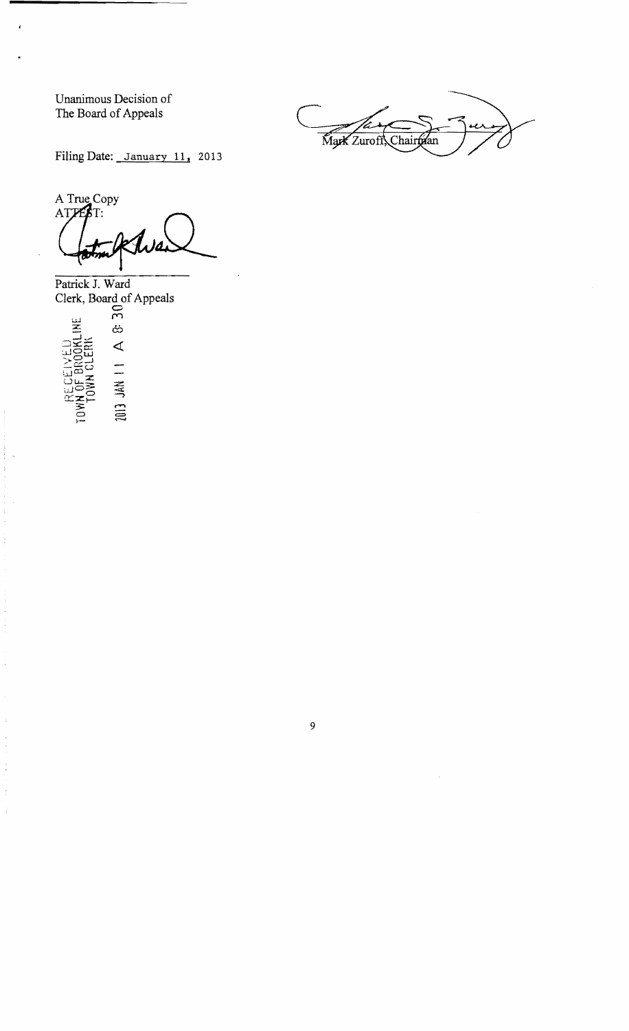Unanimous Decision of
The Board of Appeals

Mark Zuroff, Chairman

Filing Date: January 11, 2013

A True Copy
ATTEST:

Patrick J. Ward
Clerk, Board of Appeals

RECEIVED
TOWN OF BROOKLINE
TOWN CLERK

2013 JAN 11 A 8: 30